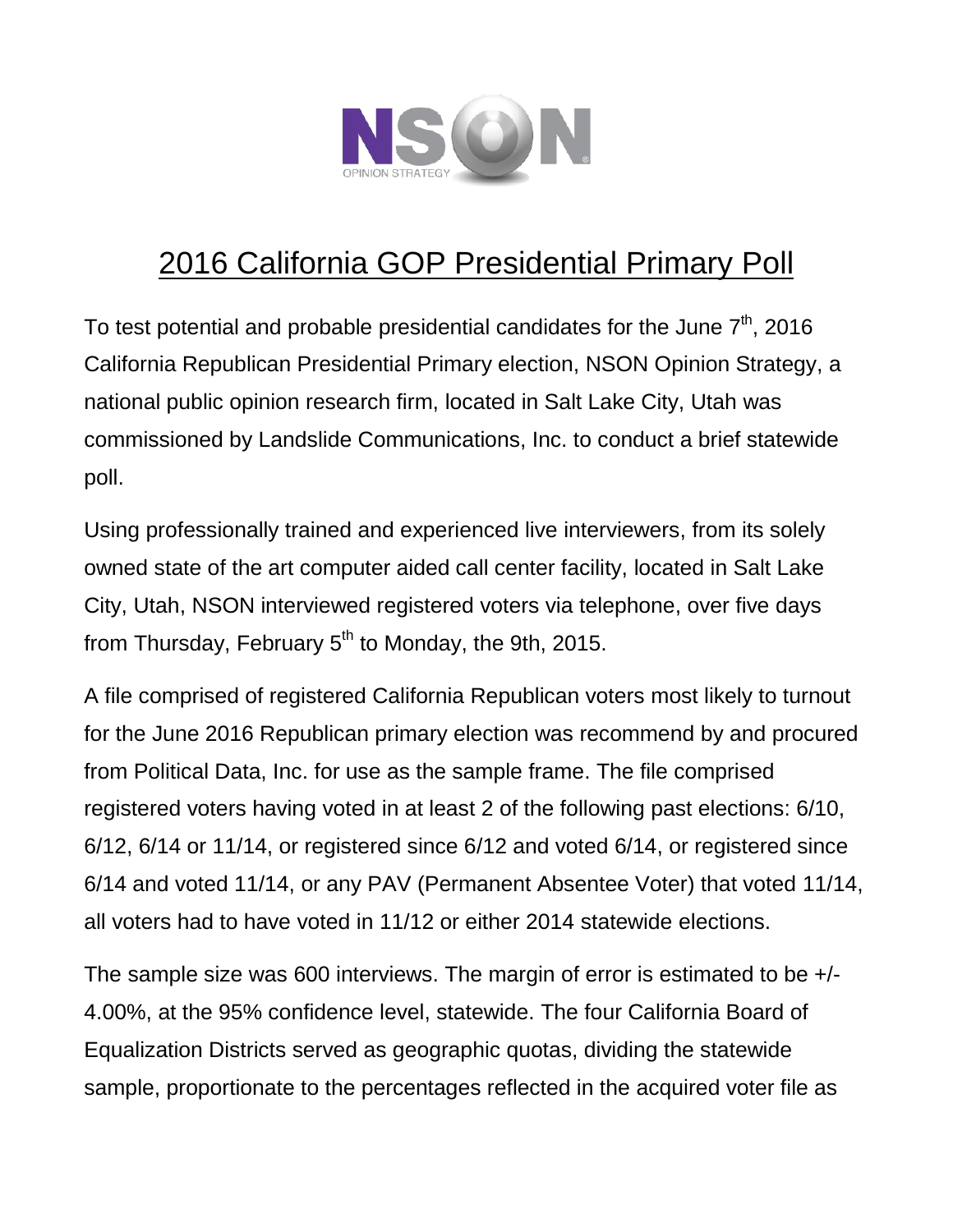# 2016 California GOP Presidential Primary Poll

To test potential and probable presidential candidates for the June 7th, 2016 California Republican Presidential Primary election, NSON Opinion Strategy, a national public opinion research firm, located in Salt Lake City, Utah was commissioned by Landslide Communications, Inc. to conduct a brief statewide poll.

Using professionally trained and experienced live interviewers, from its solely owned state of the art computer aided call center facility, located in Salt Lake City, Utah, NSON interviewed registered voters via telephone, over five days from Thursday, February 5th to Monday, the 9th, 2015.

A file comprised of registered California Republican voters most likely to turnout for the June 2016 Republican primary election was recommend by and procured from Political Data, Inc. for use as the sample frame. The file comprised registered voters having voted in at least 2 of the following past elections: 6/10, 6/12, 6/14 or 11/14, or registered since 6/12 and voted 6/14, or registered since 6/14 and voted 11/14, or any PAV (Permanent Absentee Voter) that voted 11/14, all voters had to have voted in 11/12 or either 2014 statewide elections.

The sample size was 600 interviews. The margin of error is estimated to be +/- 4.00%, at the 95% confidence level, statewide. The four California Board of Equalization Districts served as geographic quotas, dividing the statewide sample, proportionate to the percentages reflected in the acquired voter file as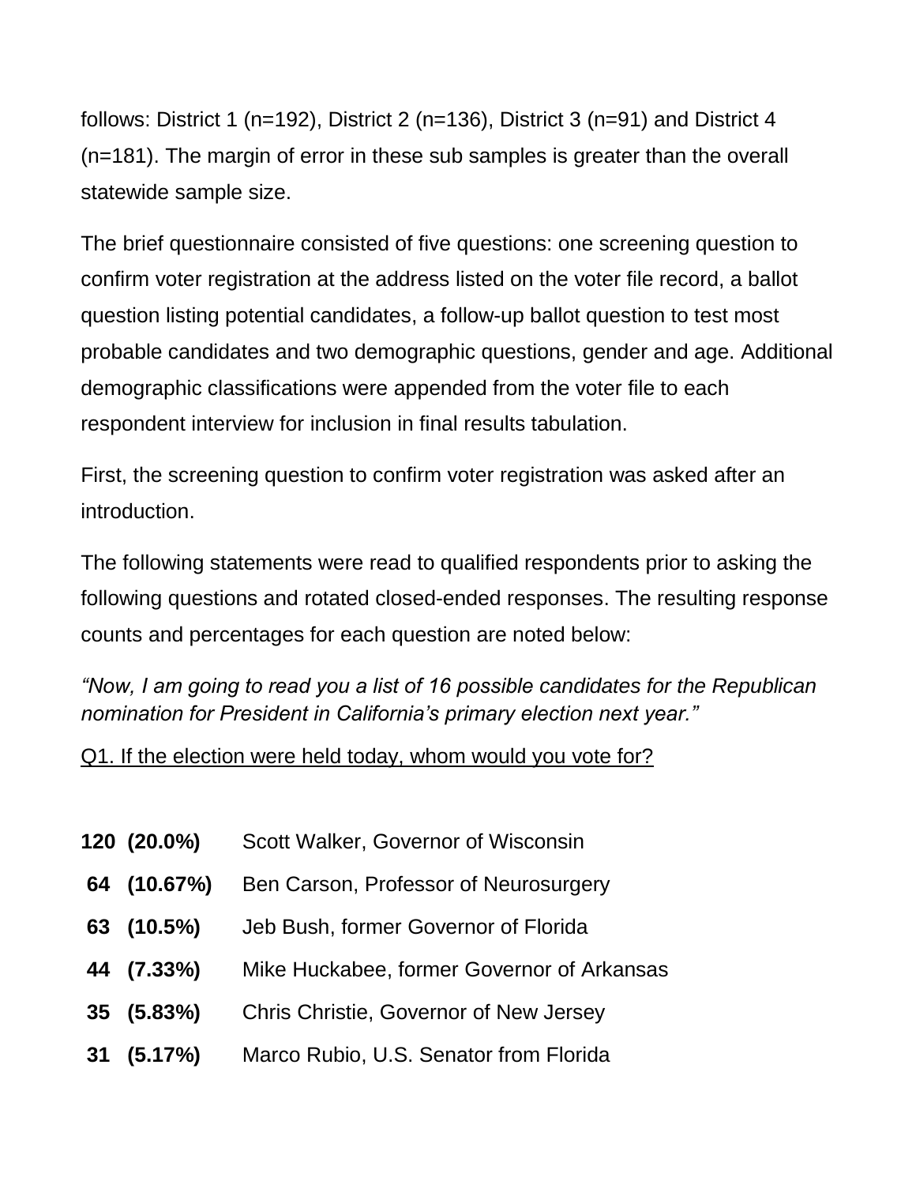follows: District 1 (n=192), District 2 (n=136), District 3 (n=91) and District 4 (n=181). The margin of error in these sub samples is greater than the overall statewide sample size.

The brief questionnaire consisted of five questions: one screening question to confirm voter registration at the address listed on the voter file record, a ballot question listing potential candidates, a follow-up ballot question to test most probable candidates and two demographic questions, gender and age. Additional demographic classifications were appended from the voter file to each respondent interview for inclusion in final results tabulation.

First, the screening question to confirm voter registration was asked after an introduction.

The following statements were read to qualified respondents prior to asking the following questions and rotated closed-ended responses. The resulting response counts and percentages for each question are noted below:

*"Now, I am going to read you a list of 16 possible candidates for the Republican nomination for President in California's primary election next year."*

Q1. If the election were held today, whom would you vote for?

**120 (20.0%)** Scott Walker, Governor of Wisconsin

**64 (10.67%)** Ben Carson, Professor of Neurosurgery

**63 (10.5%)** Jeb Bush, former Governor of Florida

**44 (7.33%)** Mike Huckabee, former Governor of Arkansas

**35 (5.83%)** Chris Christie, Governor of New Jersey

**31 (5.17%)** Marco Rubio, U.S. Senator from Florida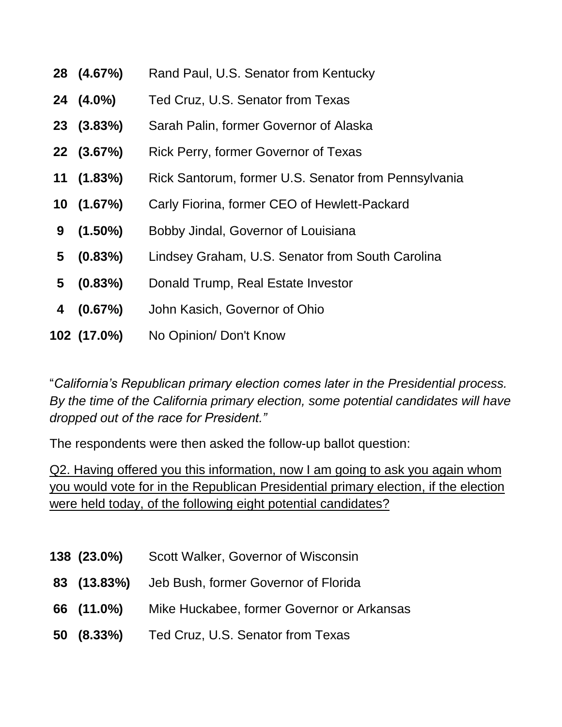**28 (4.67%)** Rand Paul, U.S. Senator from Kentucky

**24 (4.0%)** Ted Cruz, U.S. Senator from Texas

**23 (3.83%)** Sarah Palin, former Governor of Alaska

**22 (3.67%)** Rick Perry, former Governor of Texas

**11 (1.83%)** Rick Santorum, former U.S. Senator from Pennsylvania

**10 (1.67%)** Carly Fiorina, former CEO of Hewlett-Packard

**9 (1.50%)** Bobby Jindal, Governor of Louisiana

**5 (0.83%)** Lindsey Graham, U.S. Senator from South Carolina

**5 (0.83%)** Donald Trump, Real Estate Investor

**4 (0.67%)** John Kasich, Governor of Ohio

**102 (17.0%)** No Opinion/ Don't Know

"*California's Republican primary election comes later in the Presidential process. By the time of the California primary election, some potential candidates will have dropped out of the race for President.*"

The respondents were then asked the follow-up ballot question:

<u>Q2. Having offered you this information, now I am going to ask you again whom you would vote for in the Republican Presidential primary election, if the election were held today, of the following eight potential candidates?</u>

**138 (23.0%)** Scott Walker, Governor of Wisconsin

**83 (13.83%)** Jeb Bush, former Governor of Florida

**66 (11.0%)** Mike Huckabee, former Governor or Arkansas

**50 (8.33%)** Ted Cruz, U.S. Senator from Texas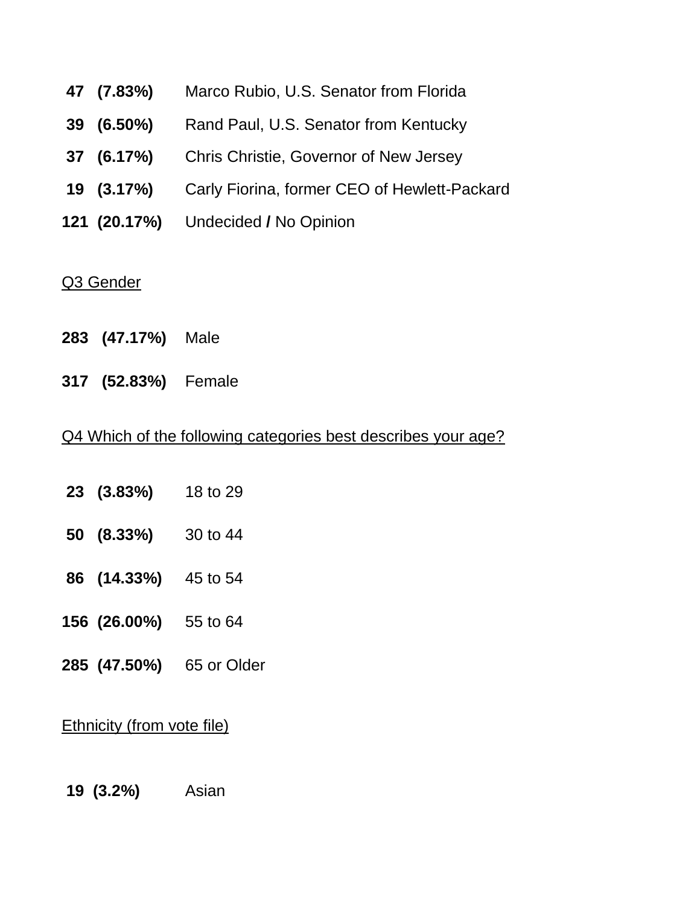**47 (7.83%)** Marco Rubio, U.S. Senator from Florida

**39 (6.50%)** Rand Paul, U.S. Senator from Kentucky

**37 (6.17%)** Chris Christie, Governor of New Jersey

**19 (3.17%)** Carly Fiorina, former CEO of Hewlett-Packard

**121 (20.17%)** Undecided **/** No Opinion

Q3 Gender

**283 (47.17%)** Male

**317 (52.83%)** Female

Q4 Which of the following categories best describes your age?

**23 (3.83%)** 18 to 29

**50 (8.33%)** 30 to 44

**86 (14.33%)** 45 to 54

**156 (26.00%)** 55 to 64

**285 (47.50%)** 65 or Older

Ethnicity (from vote file)

**19 (3.2%)** Asian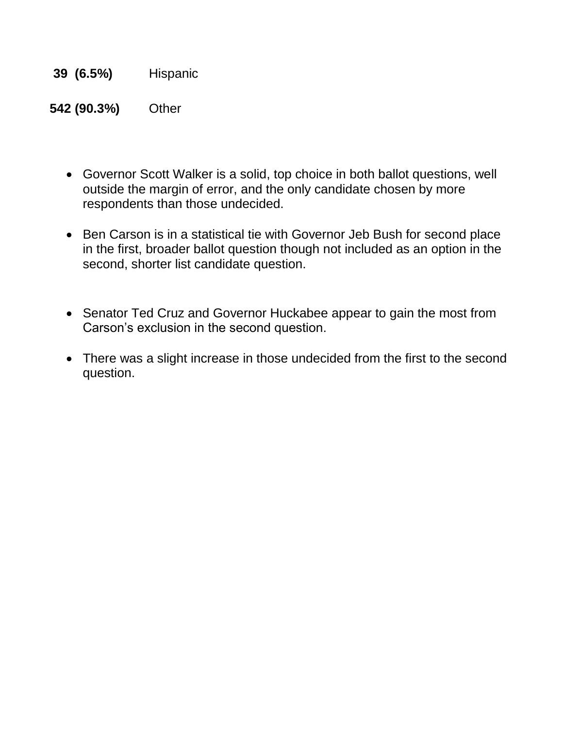**39 (6.5%)** Hispanic

**542 (90.3%)** Other

- Governor Scott Walker is a solid, top choice in both ballot questions, well outside the margin of error, and the only candidate chosen by more respondents than those undecided.

- Ben Carson is in a statistical tie with Governor Jeb Bush for second place in the first, broader ballot question though not included as an option in the second, shorter list candidate question.

- Senator Ted Cruz and Governor Huckabee appear to gain the most from Carson's exclusion in the second question.

- There was a slight increase in those undecided from the first to the second question.